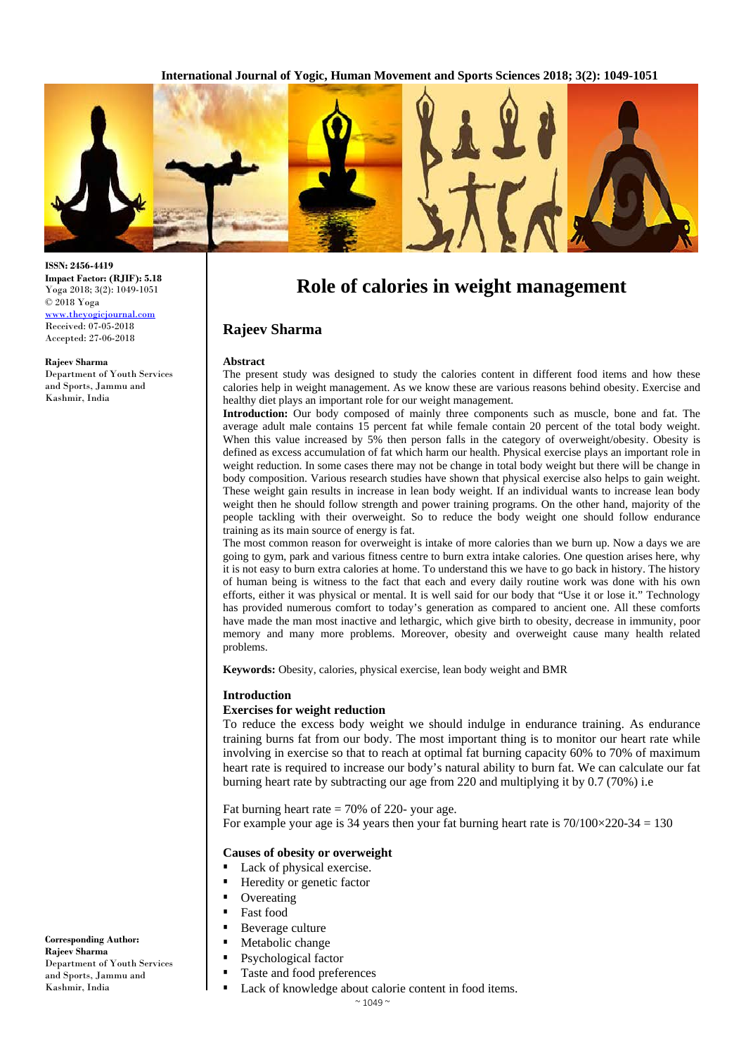# Role of calories in weight management

## Rajeev Sharma

**ISSN: 2456-4419**
**Impact Factor: (RJIF): 5.18**
Yoga 2018; 3(2): 1049-1051
© 2018 Yoga
www.theyogicjournal.com
Received: 07-05-2018
Accepted: 27-06-2018

**Rajeev Sharma**
Department of Youth Services and Sports, Jammu and Kashmir, India

**Corresponding Author:**
**Rajeev Sharma**
Department of Youth Services and Sports, Jammu and Kashmir, India

### Abstract

The present study was designed to study the calories content in different food items and how these calories help in weight management. As we know these are various reasons behind obesity. Exercise and healthy diet plays an important role for our weight management.

**Introduction:** Our body composed of mainly three components such as muscle, bone and fat. The average adult male contains 15 percent fat while female contain 20 percent of the total body weight. When this value increased by 5% then person falls in the category of overweight/obesity. Obesity is defined as excess accumulation of fat which harm our health. Physical exercise plays an important role in weight reduction. In some cases there may not be change in total body weight but there will be change in body composition. Various research studies have shown that physical exercise also helps to gain weight. These weight gain results in increase in lean body weight. If an individual wants to increase lean body weight then he should follow strength and power training programs. On the other hand, majority of the people tackling with their overweight. So to reduce the body weight one should follow endurance training as its main source of energy is fat.

The most common reason for overweight is intake of more calories than we burn up. Now a days we are going to gym, park and various fitness centre to burn extra intake calories. One question arises here, why it is not easy to burn extra calories at home. To understand this we have to go back in history. The history of human being is witness to the fact that each and every daily routine work was done with his own efforts, either it was physical or mental. It is well said for our body that "Use it or lose it." Technology has provided numerous comfort to today's generation as compared to ancient one. All these comforts have made the man most inactive and lethargic, which give birth to obesity, decrease in immunity, poor memory and many more problems. Moreover, obesity and overweight cause many health related problems.

**Keywords:** Obesity, calories, physical exercise, lean body weight and BMR

### Introduction

#### Exercises for weight reduction

To reduce the excess body weight we should indulge in endurance training. As endurance training burns fat from our body. The most important thing is to monitor our heart rate while involving in exercise so that to reach at optimal fat burning capacity 60% to 70% of maximum heart rate is required to increase our body's natural ability to burn fat. We can calculate our fat burning heart rate by subtracting our age from 220 and multiplying it by 0.7 (70%) i.e

Fat burning heart rate = 70% of 220- your age.

For example your age is 34 years then your fat burning heart rate is $70/100 \times 220\text{-}34 = 130$

#### Causes of obesity or overweight

- Lack of physical exercise.
- Heredity or genetic factor
- Overeating
- Fast food
- Beverage culture
- Metabolic change
- Psychological factor
- Taste and food preferences
- Lack of knowledge about calorie content in food items.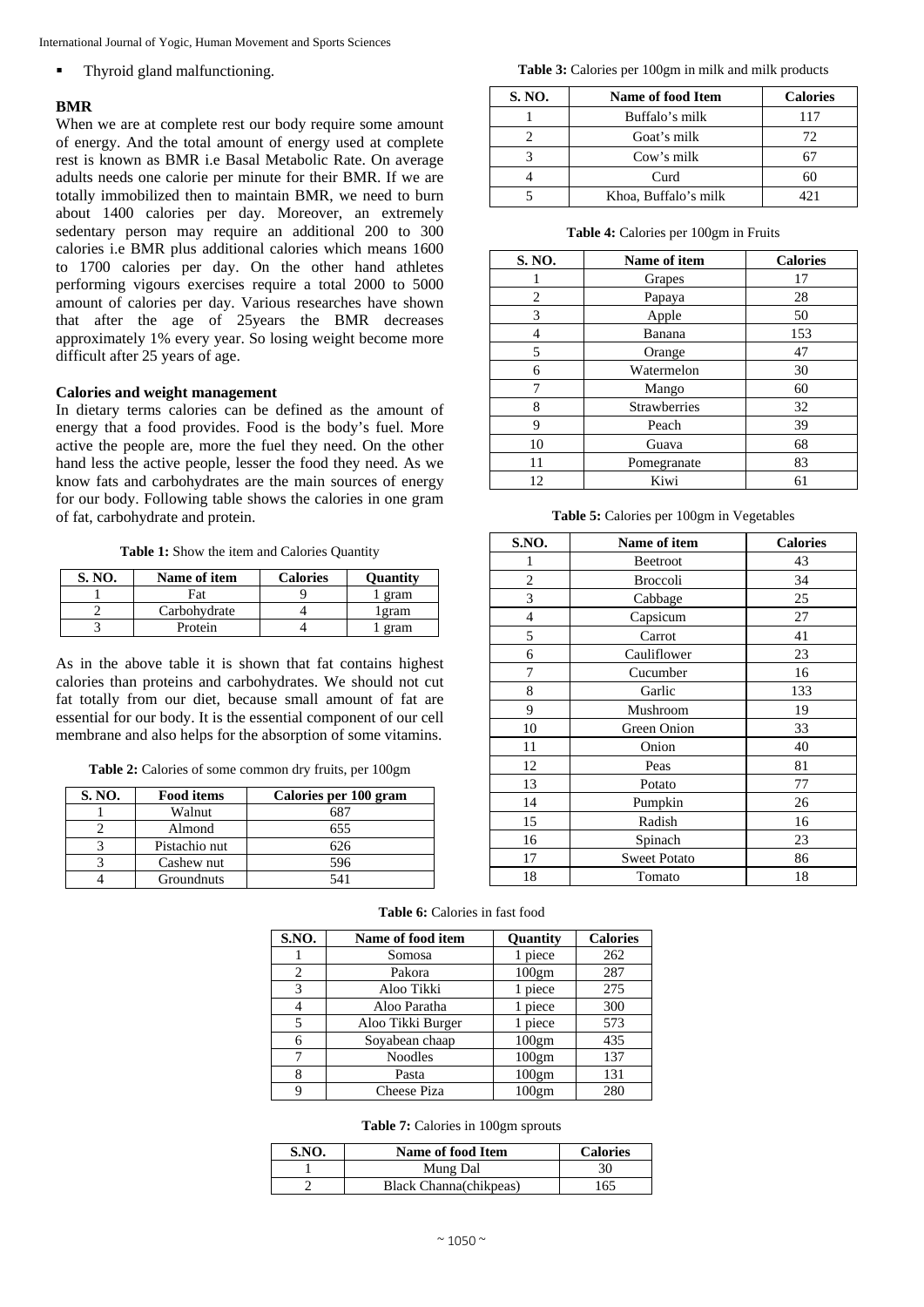- Thyroid gland malfunctioning.

### BMR

When we are at complete rest our body require some amount of energy. And the total amount of energy used at complete rest is known as BMR i.e Basal Metabolic Rate. On average adults needs one calorie per minute for their BMR. If we are totally immobilized then to maintain BMR, we need to burn about 1400 calories per day. Moreover, an extremely sedentary person may require an additional 200 to 300 calories i.e BMR plus additional calories which means 1600 to 1700 calories per day. On the other hand athletes performing vigours exercises require a total 2000 to 5000 amount of calories per day. Various researches have shown that after the age of 25years the BMR decreases approximately 1% every year. So losing weight become more difficult after 25 years of age.

### Calories and weight management

In dietary terms calories can be defined as the amount of energy that a food provides. Food is the body's fuel. More active the people are, more the fuel they need. On the other hand less the active people, lesser the food they need. As we know fats and carbohydrates are the main sources of energy for our body. Following table shows the calories in one gram of fat, carbohydrate and protein.

**Table 1:** Show the item and Calories Quantity

| S. NO. | Name of item | Calories | Quantity |
|---|---|---|---|
| 1 | Fat | 9 | 1 gram |
| 2 | Carbohydrate | 4 | 1gram |
| 3 | Protein | 4 | 1 gram |

As in the above table it is shown that fat contains highest calories than proteins and carbohydrates. We should not cut fat totally from our diet, because small amount of fat are essential for our body. It is the essential component of our cell membrane and also helps for the absorption of some vitamins.

**Table 2:** Calories of some common dry fruits, per 100gm

| S. NO. | Food items | Calories per 100 gram |
|---|---|---|
| 1 | Walnut | 687 |
| 2 | Almond | 655 |
| 3 | Pistachio nut | 626 |
| 3 | Cashew nut | 596 |
| 4 | Groundnuts | 541 |

**Table 3:** Calories per 100gm in milk and milk products

| S. NO. | Name of food Item | Calories |
|---|---|---|
| 1 | Buffalo's milk | 117 |
| 2 | Goat's milk | 72 |
| 3 | Cow's milk | 67 |
| 4 | Curd | 60 |
| 5 | Khoa, Buffalo's milk | 421 |

**Table 4:** Calories per 100gm in Fruits

| S. NO. | Name of item | Calories |
|---|---|---|
| 1 | Grapes | 17 |
| 2 | Papaya | 28 |
| 3 | Apple | 50 |
| 4 | Banana | 153 |
| 5 | Orange | 47 |
| 6 | Watermelon | 30 |
| 7 | Mango | 60 |
| 8 | Strawberries | 32 |
| 9 | Peach | 39 |
| 10 | Guava | 68 |
| 11 | Pomegranate | 83 |
| 12 | Kiwi | 61 |

**Table 5:** Calories per 100gm in Vegetables

| S.NO. | Name of item | Calories |
|---|---|---|
| 1 | Beetroot | 43 |
| 2 | Broccoli | 34 |
| 3 | Cabbage | 25 |
| 4 | Capsicum | 27 |
| 5 | Carrot | 41 |
| 6 | Cauliflower | 23 |
| 7 | Cucumber | 16 |
| 8 | Garlic | 133 |
| 9 | Mushroom | 19 |
| 10 | Green Onion | 33 |
| 11 | Onion | 40 |
| 12 | Peas | 81 |
| 13 | Potato | 77 |
| 14 | Pumpkin | 26 |
| 15 | Radish | 16 |
| 16 | Spinach | 23 |
| 17 | Sweet Potato | 86 |
| 18 | Tomato | 18 |

**Table 6:** Calories in fast food

| S.NO. | Name of food item | Quantity | Calories |
|---|---|---|---|
| 1 | Somosa | 1 piece | 262 |
| 2 | Pakora | 100gm | 287 |
| 3 | Aloo Tikki | 1 piece | 275 |
| 4 | Aloo Paratha | 1 piece | 300 |
| 5 | Aloo Tikki Burger | 1 piece | 573 |
| 6 | Soyabean chaap | 100gm | 435 |
| 7 | Noodles | 100gm | 137 |
| 8 | Pasta | 100gm | 131 |
| 9 | Cheese Piza | 100gm | 280 |

**Table 7:** Calories in 100gm sprouts

| S.NO. | Name of food Item | Calories |
|---|---|---|
| 1 | Mung Dal | 30 |
| 2 | Black Channa(chikpeas) | 165 |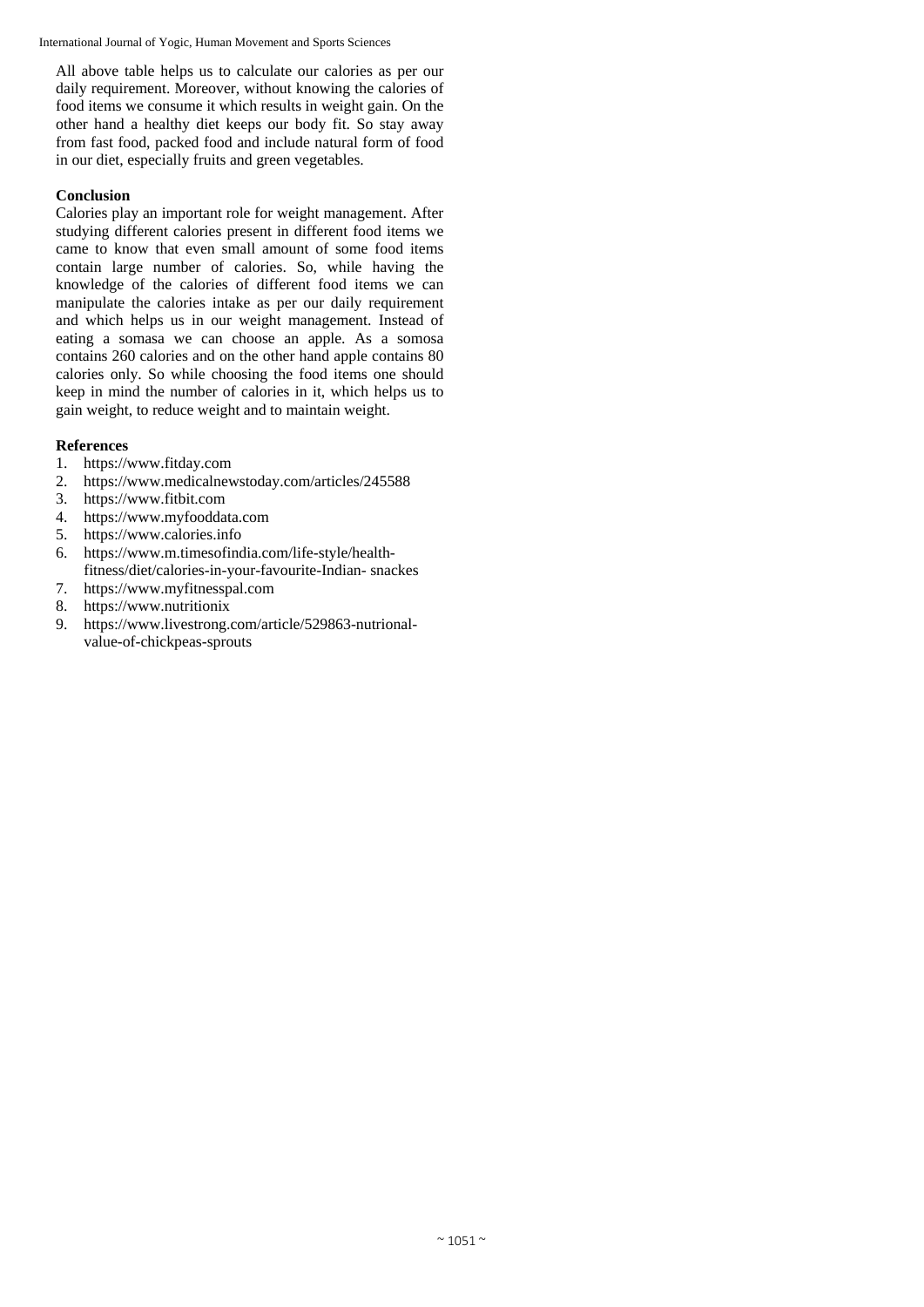All above table helps us to calculate our calories as per our daily requirement. Moreover, without knowing the calories of food items we consume it which results in weight gain. On the other hand a healthy diet keeps our body fit. So stay away from fast food, packed food and include natural form of food in our diet, especially fruits and green vegetables.

## Conclusion

Calories play an important role for weight management. After studying different calories present in different food items we came to know that even small amount of some food items contain large number of calories. So, while having the knowledge of the calories of different food items we can manipulate the calories intake as per our daily requirement and which helps us in our weight management. Instead of eating a somasa we can choose an apple. As a somosa contains 260 calories and on the other hand apple contains 80 calories only. So while choosing the food items one should keep in mind the number of calories in it, which helps us to gain weight, to reduce weight and to maintain weight.

## References

1. https://www.fitday.com
2. https://www.medicalnewstoday.com/articles/245588
3. https://www.fitbit.com
4. https://www.myfooddata.com
5. https://www.calories.info
6. https://www.m.timesofindia.com/life-style/health-fitness/diet/calories-in-your-favourite-Indian- snackes
7. https://www.myfitnesspal.com
8. https://www.nutritionix
9. https://www.livestrong.com/article/529863-nutrional-value-of-chickpeas-sprouts